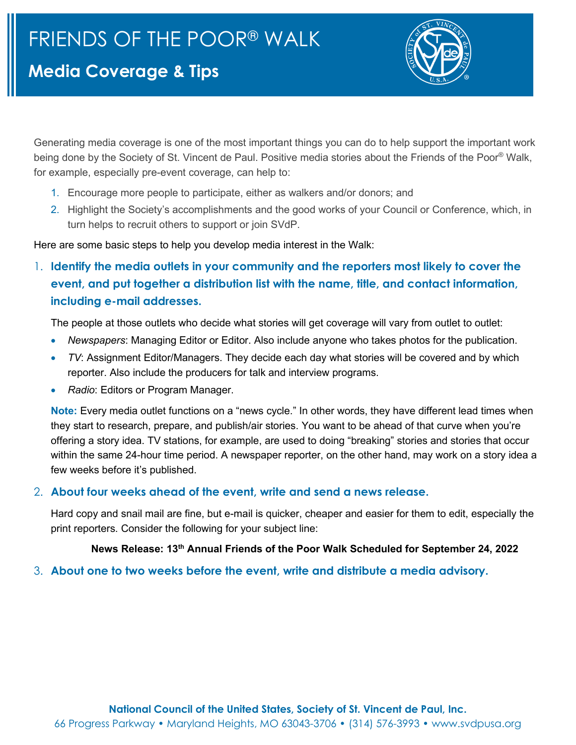# FRIENDS OF THE POOR® WALK

## Media Coverage & Tips

Generating media coverage is one of the most important things you can do to help support the important work being done by the Society of St. Vincent de Paul. Positive media stories about the Friends of the Poor® Walk, for example, especially pre-event coverage, can help to:

1. Encourage more people to participate, either as walkers and/or donors; and
2. Highlight the Society's accomplishments and the good works of your Council or Conference, which, in turn helps to recruit others to support or join SVdP.

Here are some basic steps to help you develop media interest in the Walk:

### 1. Identify the media outlets in your community and the reporters most likely to cover the event, and put together a distribution list with the name, title, and contact information, including e-mail addresses.

The people at those outlets who decide what stories will get coverage will vary from outlet to outlet:

- *Newspapers*: Managing Editor or Editor. Also include anyone who takes photos for the publication.
- *TV*: Assignment Editor/Managers. They decide each day what stories will be covered and by which reporter. Also include the producers for talk and interview programs.
- *Radio*: Editors or Program Manager.

**Note:** Every media outlet functions on a "news cycle." In other words, they have different lead times when they start to research, prepare, and publish/air stories. You want to be ahead of that curve when you're offering a story idea. TV stations, for example, are used to doing "breaking" stories and stories that occur within the same 24-hour time period. A newspaper reporter, on the other hand, may work on a story idea a few weeks before it's published.

### 2. About four weeks ahead of the event, write and send a news release.

Hard copy and snail mail are fine, but e-mail is quicker, cheaper and easier for them to edit, especially the print reporters. Consider the following for your subject line:

**News Release: 13th Annual Friends of the Poor Walk Scheduled for September 24, 2022**

### 3. About one to two weeks before the event, write and distribute a media advisory.

**National Council of the United States, Society of St. Vincent de Paul, Inc.**
66 Progress Parkway • Maryland Heights, MO 63043-3706 • (314) 576-3993 • www.svdpusa.org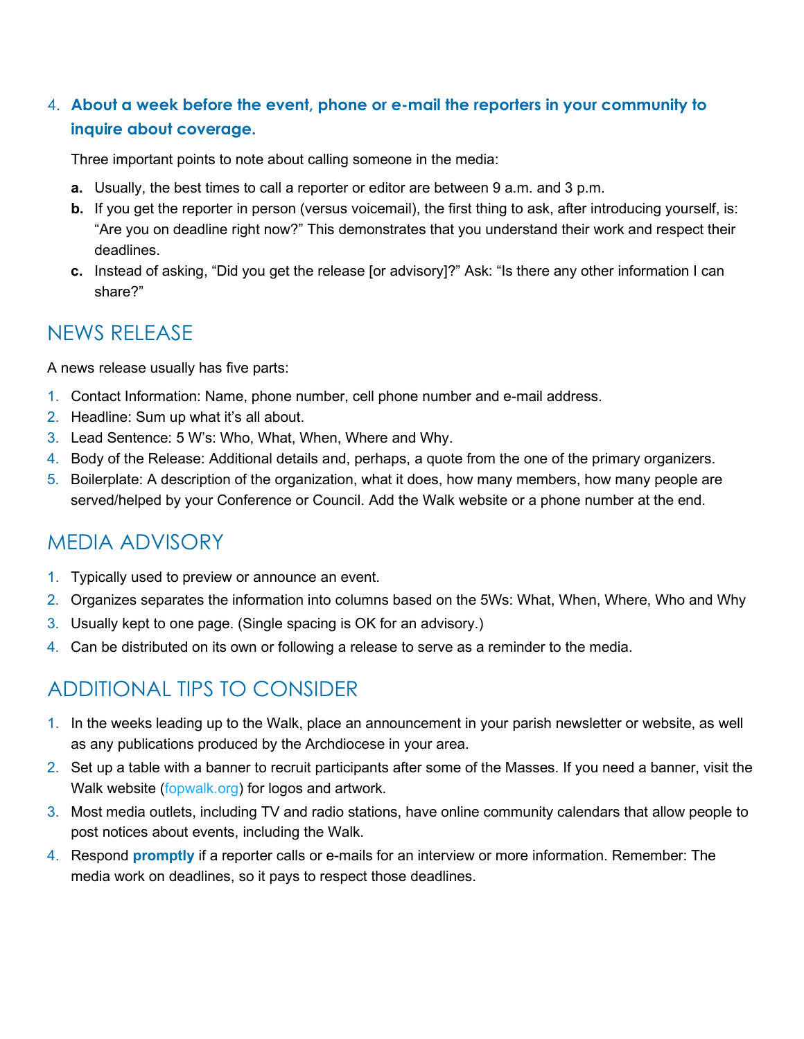4. **About a week before the event, phone or e-mail the reporters in your community to inquire about coverage.**

   Three important points to note about calling someone in the media:

   **a.** Usually, the best times to call a reporter or editor are between 9 a.m. and 3 p.m.

   **b.** If you get the reporter in person (versus voicemail), the first thing to ask, after introducing yourself, is: "Are you on deadline right now?" This demonstrates that you understand their work and respect their deadlines.

   **c.** Instead of asking, "Did you get the release [or advisory]?" Ask: "Is there any other information I can share?"

## NEWS RELEASE

A news release usually has five parts:

1. Contact Information: Name, phone number, cell phone number and e-mail address.
2. Headline: Sum up what it's all about.
3. Lead Sentence: 5 W's: Who, What, When, Where and Why.
4. Body of the Release: Additional details and, perhaps, a quote from the one of the primary organizers.
5. Boilerplate: A description of the organization, what it does, how many members, how many people are served/helped by your Conference or Council. Add the Walk website or a phone number at the end.

## MEDIA ADVISORY

1. Typically used to preview or announce an event.
2. Organizes separates the information into columns based on the 5Ws: What, When, Where, Who and Why
3. Usually kept to one page. (Single spacing is OK for an advisory.)
4. Can be distributed on its own or following a release to serve as a reminder to the media.

## ADDITIONAL TIPS TO CONSIDER

1. In the weeks leading up to the Walk, place an announcement in your parish newsletter or website, as well as any publications produced by the Archdiocese in your area.
2. Set up a table with a banner to recruit participants after some of the Masses. If you need a banner, visit the Walk website (fopwalk.org) for logos and artwork.
3. Most media outlets, including TV and radio stations, have online community calendars that allow people to post notices about events, including the Walk.
4. Respond **promptly** if a reporter calls or e-mails for an interview or more information. Remember: The media work on deadlines, so it pays to respect those deadlines.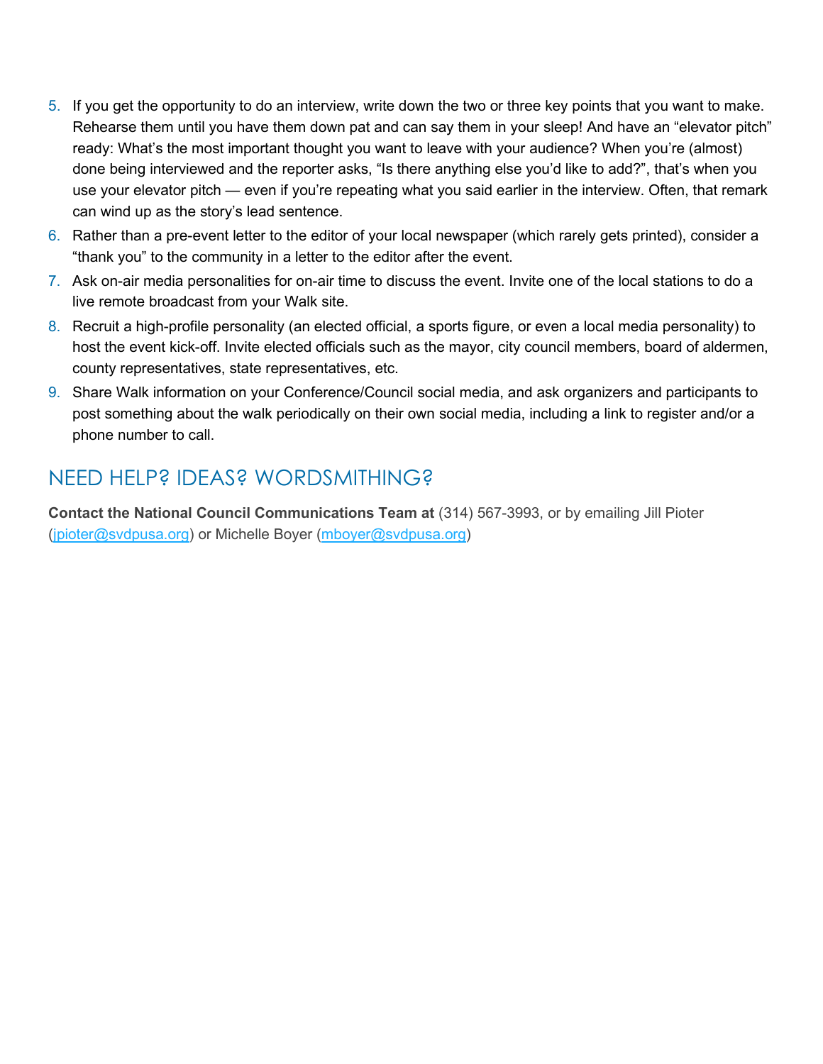5. If you get the opportunity to do an interview, write down the two or three key points that you want to make. Rehearse them until you have them down pat and can say them in your sleep! And have an "elevator pitch" ready: What's the most important thought you want to leave with your audience? When you're (almost) done being interviewed and the reporter asks, "Is there anything else you'd like to add?", that's when you use your elevator pitch — even if you're repeating what you said earlier in the interview. Often, that remark can wind up as the story's lead sentence.
6. Rather than a pre-event letter to the editor of your local newspaper (which rarely gets printed), consider a "thank you" to the community in a letter to the editor after the event.
7. Ask on-air media personalities for on-air time to discuss the event. Invite one of the local stations to do a live remote broadcast from your Walk site.
8. Recruit a high-profile personality (an elected official, a sports figure, or even a local media personality) to host the event kick-off. Invite elected officials such as the mayor, city council members, board of aldermen, county representatives, state representatives, etc.
9. Share Walk information on your Conference/Council social media, and ask organizers and participants to post something about the walk periodically on their own social media, including a link to register and/or a phone number to call.

## NEED HELP? IDEAS? WORDSMITHING?

**Contact the National Council Communications Team at** (314) 567-3993, or by emailing Jill Pioter (jpioter@svdpusa.org) or Michelle Boyer (mboyer@svdpusa.org)